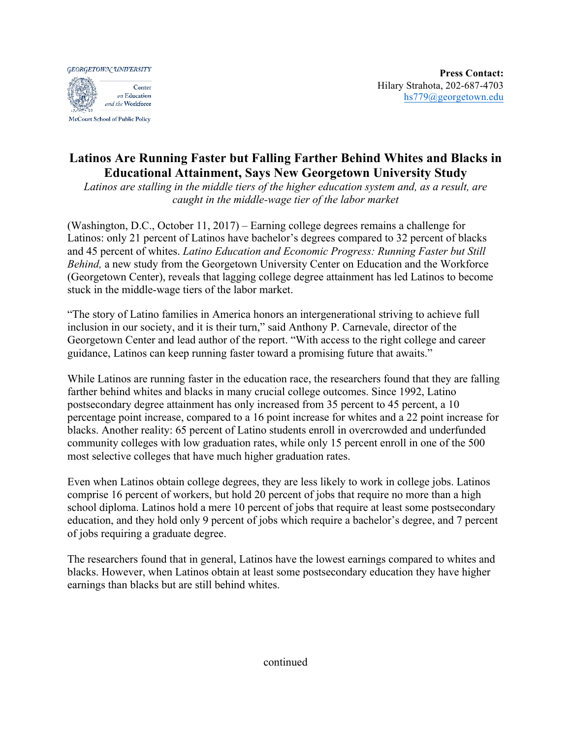GEORGETOWN UNIVERSITY

Center on Education and the Workforce

McCourt School of Public Policy

**Press Contact:**
Hilary Strahota, 202-687-4703
hs779@georgetown.edu

# Latinos Are Running Faster but Falling Farther Behind Whites and Blacks in Educational Attainment, Says New Georgetown University Study

*Latinos are stalling in the middle tiers of the higher education system and, as a result, are caught in the middle-wage tier of the labor market*

(Washington, D.C., October 11, 2017) – Earning college degrees remains a challenge for Latinos: only 21 percent of Latinos have bachelor's degrees compared to 32 percent of blacks and 45 percent of whites. *Latino Education and Economic Progress: Running Faster but Still Behind,* a new study from the Georgetown University Center on Education and the Workforce (Georgetown Center), reveals that lagging college degree attainment has led Latinos to become stuck in the middle-wage tiers of the labor market.

"The story of Latino families in America honors an intergenerational striving to achieve full inclusion in our society, and it is their turn," said Anthony P. Carnevale, director of the Georgetown Center and lead author of the report. "With access to the right college and career guidance, Latinos can keep running faster toward a promising future that awaits."

While Latinos are running faster in the education race, the researchers found that they are falling farther behind whites and blacks in many crucial college outcomes. Since 1992, Latino postsecondary degree attainment has only increased from 35 percent to 45 percent, a 10 percentage point increase, compared to a 16 point increase for whites and a 22 point increase for blacks. Another reality: 65 percent of Latino students enroll in overcrowded and underfunded community colleges with low graduation rates, while only 15 percent enroll in one of the 500 most selective colleges that have much higher graduation rates.

Even when Latinos obtain college degrees, they are less likely to work in college jobs. Latinos comprise 16 percent of workers, but hold 20 percent of jobs that require no more than a high school diploma. Latinos hold a mere 10 percent of jobs that require at least some postsecondary education, and they hold only 9 percent of jobs which require a bachelor's degree, and 7 percent of jobs requiring a graduate degree.

The researchers found that in general, Latinos have the lowest earnings compared to whites and blacks. However, when Latinos obtain at least some postsecondary education they have higher earnings than blacks but are still behind whites.

continued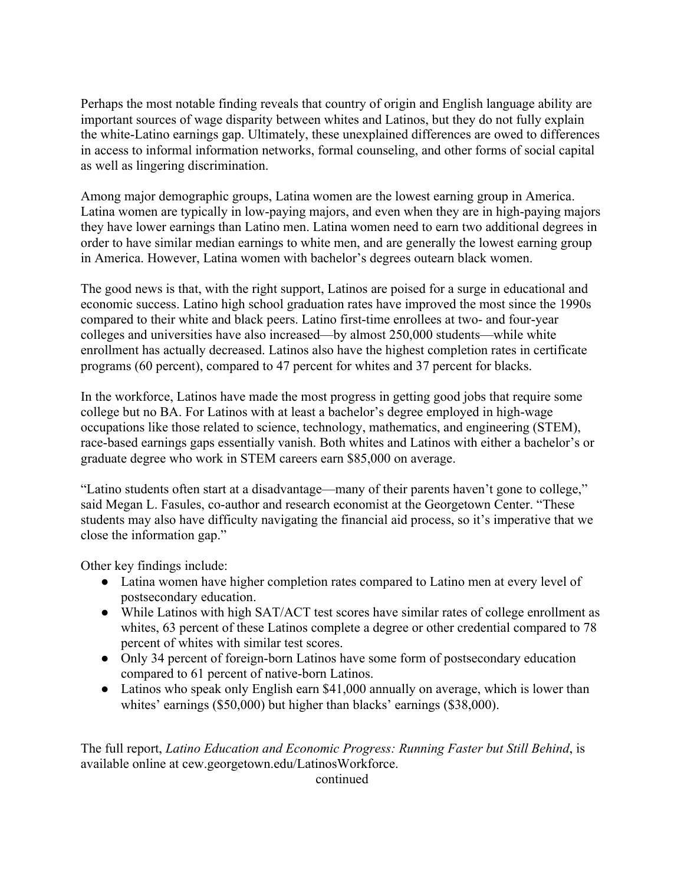Perhaps the most notable finding reveals that country of origin and English language ability are important sources of wage disparity between whites and Latinos, but they do not fully explain the white-Latino earnings gap. Ultimately, these unexplained differences are owed to differences in access to informal information networks, formal counseling, and other forms of social capital as well as lingering discrimination.

Among major demographic groups, Latina women are the lowest earning group in America. Latina women are typically in low-paying majors, and even when they are in high-paying majors they have lower earnings than Latino men. Latina women need to earn two additional degrees in order to have similar median earnings to white men, and are generally the lowest earning group in America. However, Latina women with bachelor's degrees outearn black women.

The good news is that, with the right support, Latinos are poised for a surge in educational and economic success. Latino high school graduation rates have improved the most since the 1990s compared to their white and black peers. Latino first-time enrollees at two- and four-year colleges and universities have also increased—by almost 250,000 students—while white enrollment has actually decreased. Latinos also have the highest completion rates in certificate programs (60 percent), compared to 47 percent for whites and 37 percent for blacks.

In the workforce, Latinos have made the most progress in getting good jobs that require some college but no BA. For Latinos with at least a bachelor's degree employed in high-wage occupations like those related to science, technology, mathematics, and engineering (STEM), race-based earnings gaps essentially vanish. Both whites and Latinos with either a bachelor's or graduate degree who work in STEM careers earn $85,000 on average.

"Latino students often start at a disadvantage—many of their parents haven't gone to college," said Megan L. Fasules, co-author and research economist at the Georgetown Center. "These students may also have difficulty navigating the financial aid process, so it's imperative that we close the information gap."

Other key findings include:

- Latina women have higher completion rates compared to Latino men at every level of postsecondary education.
- While Latinos with high SAT/ACT test scores have similar rates of college enrollment as whites, 63 percent of these Latinos complete a degree or other credential compared to 78 percent of whites with similar test scores.
- Only 34 percent of foreign-born Latinos have some form of postsecondary education compared to 61 percent of native-born Latinos.
- Latinos who speak only English earn $41,000 annually on average, which is lower than whites' earnings ($50,000) but higher than blacks' earnings ($38,000).

The full report, *Latino Education and Economic Progress: Running Faster but Still Behind*, is available online at cew.georgetown.edu/LatinosWorkforce.

continued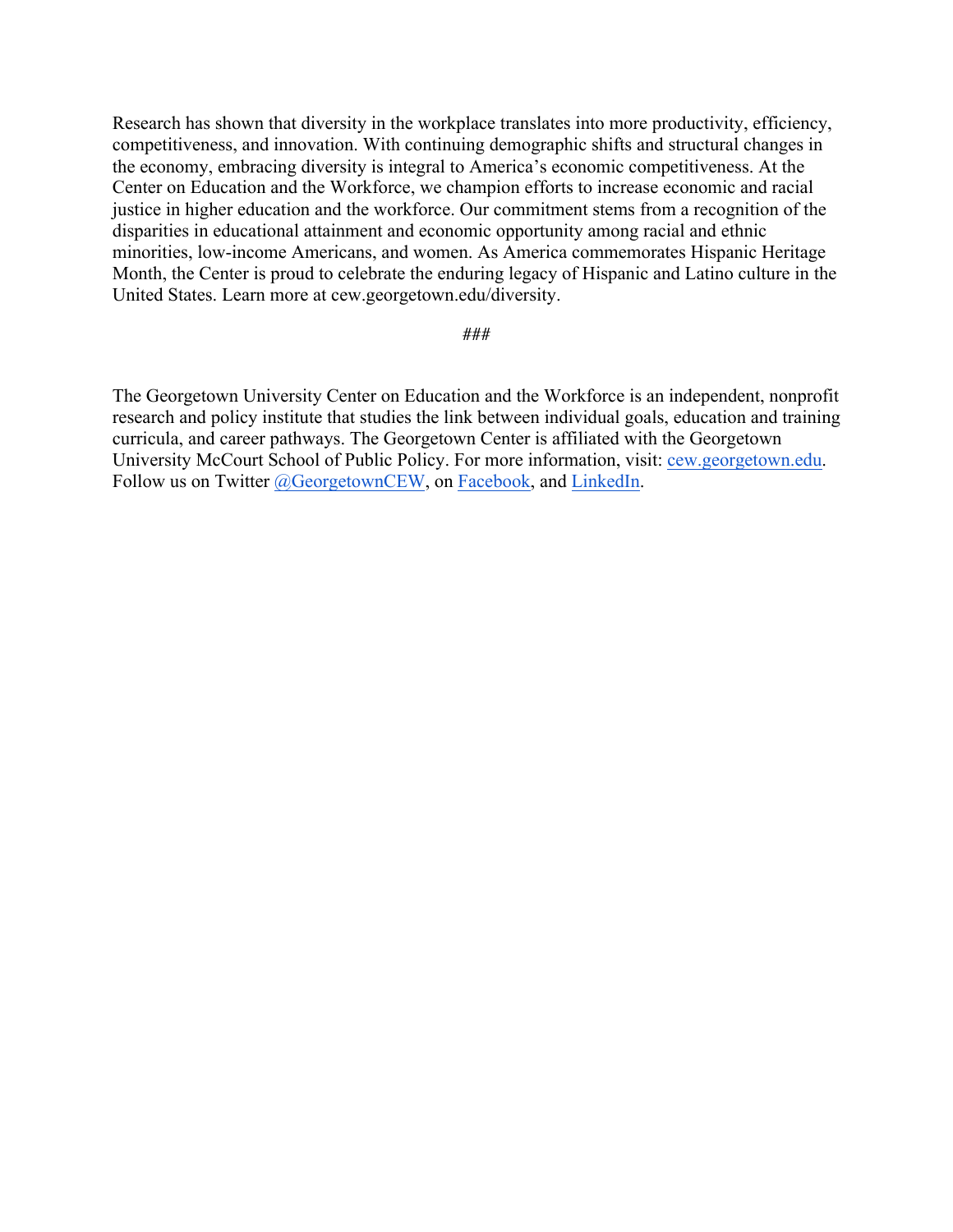Research has shown that diversity in the workplace translates into more productivity, efficiency, competitiveness, and innovation. With continuing demographic shifts and structural changes in the economy, embracing diversity is integral to America's economic competitiveness. At the Center on Education and the Workforce, we champion efforts to increase economic and racial justice in higher education and the workforce. Our commitment stems from a recognition of the disparities in educational attainment and economic opportunity among racial and ethnic minorities, low-income Americans, and women. As America commemorates Hispanic Heritage Month, the Center is proud to celebrate the enduring legacy of Hispanic and Latino culture in the United States. Learn more at cew.georgetown.edu/diversity.

###

The Georgetown University Center on Education and the Workforce is an independent, nonprofit research and policy institute that studies the link between individual goals, education and training curricula, and career pathways. The Georgetown Center is affiliated with the Georgetown University McCourt School of Public Policy. For more information, visit: cew.georgetown.edu. Follow us on Twitter @GeorgetownCEW, on Facebook, and LinkedIn.